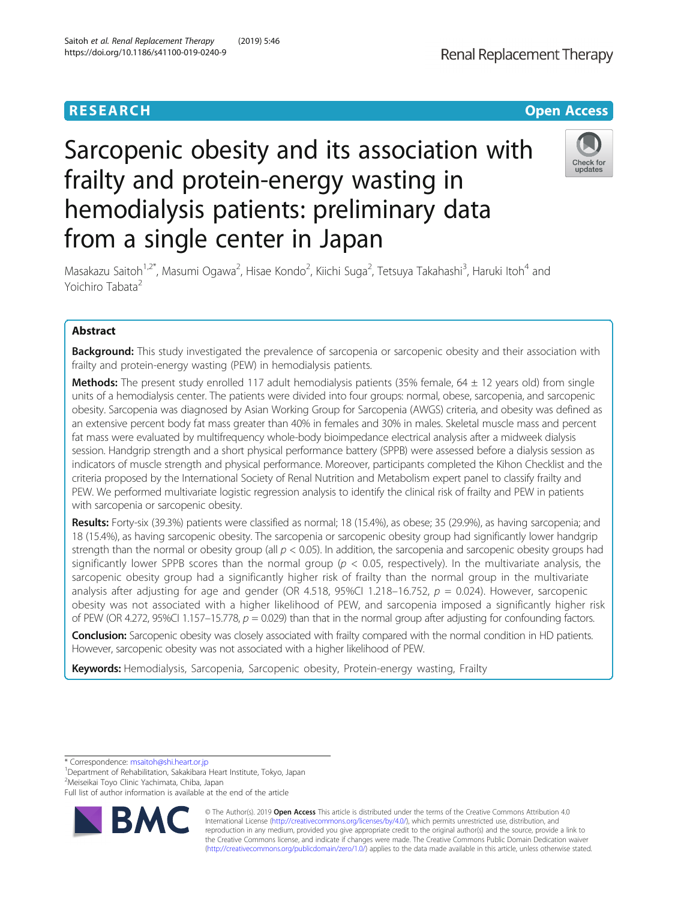# Sarcopenic obesity and its association with frailty and protein-energy wasting in hemodialysis patients: preliminary data from a single center in Japan

Masakazu Saitoh[1,2*], Masumi Ogawa[2], Hisae Kondo[2], Kiichi Suga[2], Tetsuya Takahashi[3], Haruki Itoh[4] and Yoichiro Tabata[2]

## Abstract

**Background:** This study investigated the prevalence of sarcopenia or sarcopenic obesity and their association with frailty and protein-energy wasting (PEW) in hemodialysis patients.

**Methods:** The present study enrolled 117 adult hemodialysis patients (35% female, 64 ± 12 years old) from single units of a hemodialysis center. The patients were divided into four groups: normal, obese, sarcopenia, and sarcopenic obesity. Sarcopenia was diagnosed by Asian Working Group for Sarcopenia (AWGS) criteria, and obesity was defined as an extensive percent body fat mass greater than 40% in females and 30% in males. Skeletal muscle mass and percent fat mass were evaluated by multifrequency whole-body bioimpedance electrical analysis after a midweek dialysis session. Handgrip strength and a short physical performance battery (SPPB) were assessed before a dialysis session as indicators of muscle strength and physical performance. Moreover, participants completed the Kihon Checklist and the criteria proposed by the International Society of Renal Nutrition and Metabolism expert panel to classify frailty and PEW. We performed multivariate logistic regression analysis to identify the clinical risk of frailty and PEW in patients with sarcopenia or sarcopenic obesity.

**Results:** Forty-six (39.3%) patients were classified as normal; 18 (15.4%), as obese; 35 (29.9%), as having sarcopenia; and 18 (15.4%), as having sarcopenic obesity. The sarcopenia or sarcopenic obesity group had significantly lower handgrip strength than the normal or obesity group (all $p < 0.05$). In addition, the sarcopenia and sarcopenic obesity groups had significantly lower SPPB scores than the normal group ($p < 0.05$, respectively). In the multivariate analysis, the sarcopenic obesity group had a significantly higher risk of frailty than the normal group in the multivariate analysis after adjusting for age and gender (OR 4.518, 95%CI 1.218–16.752, $p = 0.024$). However, sarcopenic obesity was not associated with a higher likelihood of PEW, and sarcopenia imposed a significantly higher risk of PEW (OR 4.272, 95%CI 1.157–15.778, $p = 0.029$) than that in the normal group after adjusting for confounding factors.

**Conclusion:** Sarcopenic obesity was closely associated with frailty compared with the normal condition in HD patients. However, sarcopenic obesity was not associated with a higher likelihood of PEW.

**Keywords:** Hemodialysis, Sarcopenia, Sarcopenic obesity, Protein-energy wasting, Frailty

---

* Correspondence: msaitoh@shi.heart.or.jp
[1] Department of Rehabilitation, Sakakibara Heart Institute, Tokyo, Japan
[2] Meiseikai Toyo Clinic Yachimata, Chiba, Japan
Full list of author information is available at the end of the article

© The Author(s). 2019 **Open Access** This article is distributed under the terms of the Creative Commons Attribution 4.0 International License (http://creativecommons.org/licenses/by/4.0/), which permits unrestricted use, distribution, and reproduction in any medium, provided you give appropriate credit to the original author(s) and the source, provide a link to the Creative Commons license, and indicate if changes were made. The Creative Commons Public Domain Dedication waiver (http://creativecommons.org/publicdomain/zero/1.0/) applies to the data made available in this article, unless otherwise stated.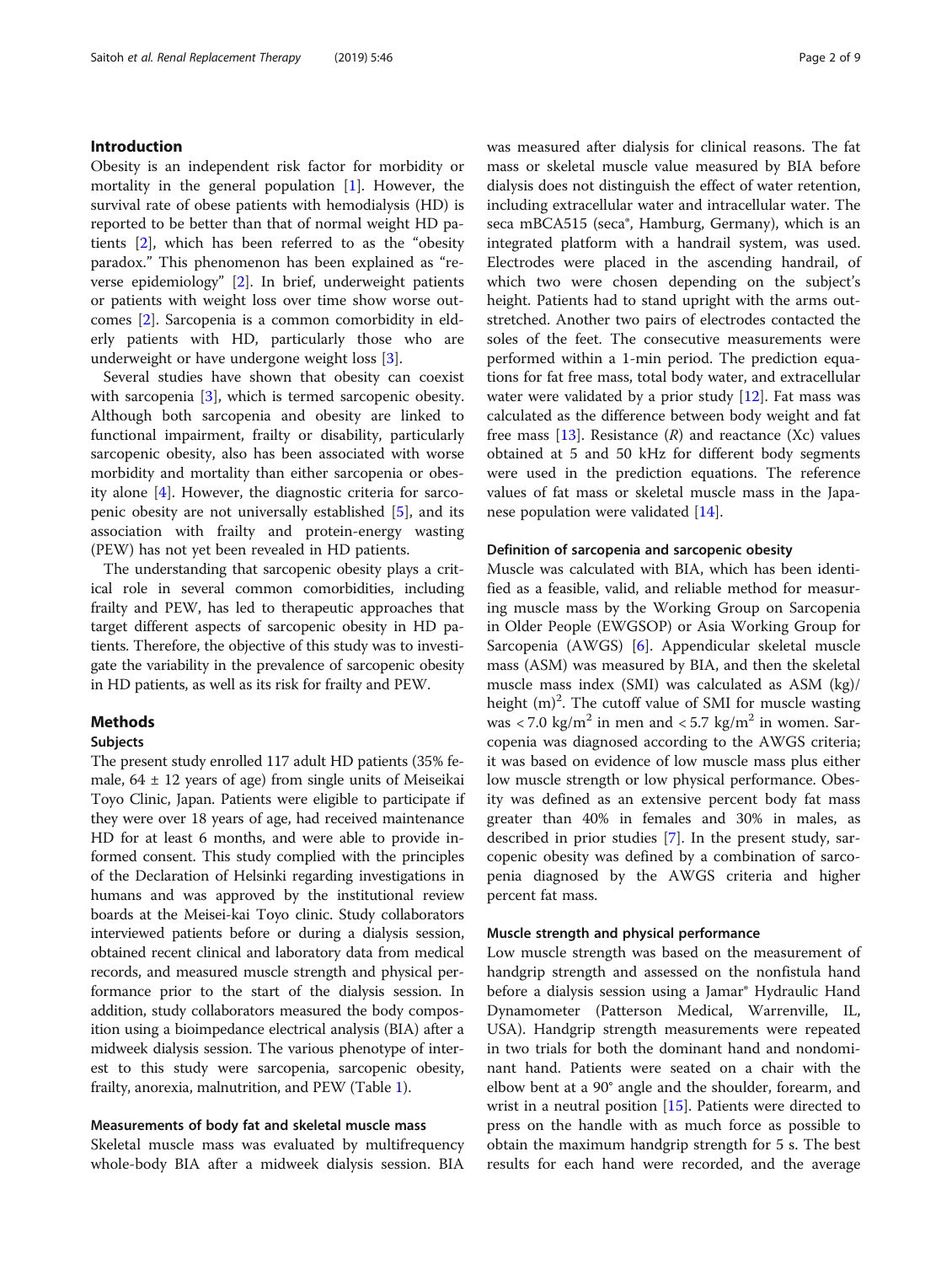## Introduction

Obesity is an independent risk factor for morbidity or mortality in the general population [1]. However, the survival rate of obese patients with hemodialysis (HD) is reported to be better than that of normal weight HD patients [2], which has been referred to as the "obesity paradox." This phenomenon has been explained as "reverse epidemiology" [2]. In brief, underweight patients or patients with weight loss over time show worse outcomes [2]. Sarcopenia is a common comorbidity in elderly patients with HD, particularly those who are underweight or have undergone weight loss [3].

Several studies have shown that obesity can coexist with sarcopenia [3], which is termed sarcopenic obesity. Although both sarcopenia and obesity are linked to functional impairment, frailty or disability, particularly sarcopenic obesity, also has been associated with worse morbidity and mortality than either sarcopenia or obesity alone [4]. However, the diagnostic criteria for sarcopenic obesity are not universally established [5], and its association with frailty and protein-energy wasting (PEW) has not yet been revealed in HD patients.

The understanding that sarcopenic obesity plays a critical role in several common comorbidities, including frailty and PEW, has led to therapeutic approaches that target different aspects of sarcopenic obesity in HD patients. Therefore, the objective of this study was to investigate the variability in the prevalence of sarcopenic obesity in HD patients, as well as its risk for frailty and PEW.

## Methods

### Subjects

The present study enrolled 117 adult HD patients (35% female, 64 ± 12 years of age) from single units of Meiseikai Toyo Clinic, Japan. Patients were eligible to participate if they were over 18 years of age, had received maintenance HD for at least 6 months, and were able to provide informed consent. This study complied with the principles of the Declaration of Helsinki regarding investigations in humans and was approved by the institutional review boards at the Meisei-kai Toyo clinic. Study collaborators interviewed patients before or during a dialysis session, obtained recent clinical and laboratory data from medical records, and measured muscle strength and physical performance prior to the start of the dialysis session. In addition, study collaborators measured the body composition using a bioimpedance electrical analysis (BIA) after a midweek dialysis session. The various phenotype of interest to this study were sarcopenia, sarcopenic obesity, frailty, anorexia, malnutrition, and PEW (Table 1).

### Measurements of body fat and skeletal muscle mass

Skeletal muscle mass was evaluated by multifrequency whole-body BIA after a midweek dialysis session. BIA was measured after dialysis for clinical reasons. The fat mass or skeletal muscle value measured by BIA before dialysis does not distinguish the effect of water retention, including extracellular water and intracellular water. The seca mBCA515 (seca®, Hamburg, Germany), which is an integrated platform with a handrail system, was used. Electrodes were placed in the ascending handrail, of which two were chosen depending on the subject's height. Patients had to stand upright with the arms outstretched. Another two pairs of electrodes contacted the soles of the feet. The consecutive measurements were performed within a 1-min period. The prediction equations for fat free mass, total body water, and extracellular water were validated by a prior study [12]. Fat mass was calculated as the difference between body weight and fat free mass [13]. Resistance ($R$) and reactance (Xc) values obtained at 5 and 50 kHz for different body segments were used in the prediction equations. The reference values of fat mass or skeletal muscle mass in the Japanese population were validated [14].

### Definition of sarcopenia and sarcopenic obesity

Muscle was calculated with BIA, which has been identified as a feasible, valid, and reliable method for measuring muscle mass by the Working Group on Sarcopenia in Older People (EWGSOP) or Asia Working Group for Sarcopenia (AWGS) [6]. Appendicular skeletal muscle mass (ASM) was measured by BIA, and then the skeletal muscle mass index (SMI) was calculated as ASM (kg)/height (m)$^2$. The cutoff value of SMI for muscle wasting was < 7.0 kg/m$^2$ in men and < 5.7 kg/m$^2$ in women. Sarcopenia was diagnosed according to the AWGS criteria; it was based on evidence of low muscle mass plus either low muscle strength or low physical performance. Obesity was defined as an extensive percent body fat mass greater than 40% in females and 30% in males, as described in prior studies [7]. In the present study, sarcopenic obesity was defined by a combination of sarcopenia diagnosed by the AWGS criteria and higher percent fat mass.

### Muscle strength and physical performance

Low muscle strength was based on the measurement of handgrip strength and assessed on the nonfistula hand before a dialysis session using a Jamar® Hydraulic Hand Dynamometer (Patterson Medical, Warrenville, IL, USA). Handgrip strength measurements were repeated in two trials for both the dominant hand and nondominant hand. Patients were seated on a chair with the elbow bent at a 90° angle and the shoulder, forearm, and wrist in a neutral position [15]. Patients were directed to press on the handle with as much force as possible to obtain the maximum handgrip strength for 5 s. The best results for each hand were recorded, and the average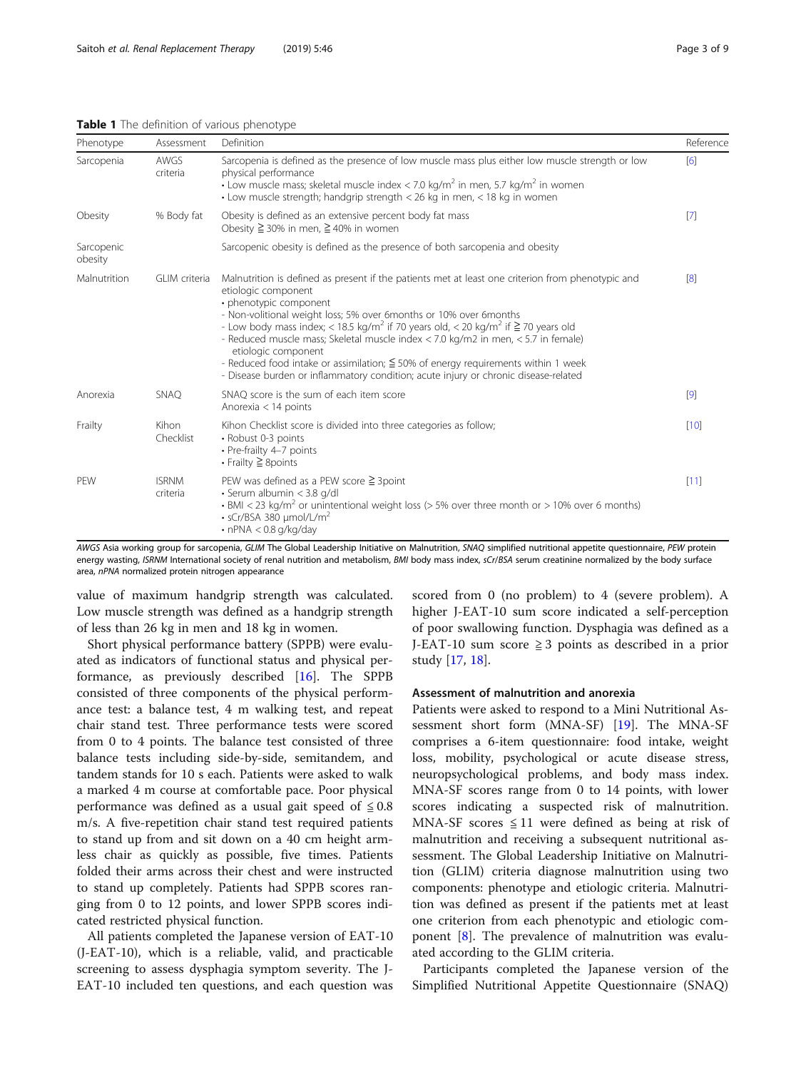**Table 1** The definition of various phenotype

| Phenotype | Assessment | Definition | Reference |
|---|---|---|---|
| Sarcopenia | AWGS criteria | Sarcopenia is defined as the presence of low muscle mass plus either low muscle strength or low physical performance<br>• Low muscle mass; skeletal muscle index < 7.0 kg/m$^2$ in men, 5.7 kg/m$^2$ in women<br>• Low muscle strength; handgrip strength < 26 kg in men, < 18 kg in women | [6] |
| Obesity | % Body fat | Obesity is defined as an extensive percent body fat mass<br>Obesity ≧ 30% in men, ≧ 40% in women | [7] |
| Sarcopenic obesity | | Sarcopenic obesity is defined as the presence of both sarcopenia and obesity | |
| Malnutrition | GLIM criteria | Malnutrition is defined as present if the patients met at least one criterion from phenotypic and etiologic component<br>• phenotypic component<br>- Non-volitional weight loss; 5% over 6months or 10% over 6months<br>- Low body mass index; < 18.5 kg/m$^2$ if 70 years old, < 20 kg/m$^2$ if ≧ 70 years old<br>- Reduced muscle mass; Skeletal muscle index < 7.0 kg/m2 in men, < 5.7 in female)<br>etiologic component<br>- Reduced food intake or assimilation; ≦ 50% of energy requirements within 1 week<br>- Disease burden or inflammatory condition; acute injury or chronic disease-related | [8] |
| Anorexia | SNAQ | SNAQ score is the sum of each item score<br>Anorexia < 14 points | [9] |
| Frailty | Kihon Checklist | Kihon Checklist score is divided into three categories as follow;<br>• Robust 0-3 points<br>• Pre-frailty 4–7 points<br>• Frailty ≧ 8points | [10] |
| PEW | ISRNM criteria | PEW was defined as a PEW score ≧ 3point<br>• Serum albumin < 3.8 g/dl<br>• BMI < 23 kg/m$^2$ or unintentional weight loss (> 5% over three month or > 10% over 6 months)<br>• sCr/BSA 380 μmol/L/m$^2$<br>• nPNA < 0.8 g/kg/day | [11] |

*AWGS* Asia working group for sarcopenia, *GLIM* The Global Leadership Initiative on Malnutrition, *SNAQ* simplified nutritional appetite questionnaire, *PEW* protein energy wasting, *ISRNM* International society of renal nutrition and metabolism, *BMI* body mass index, *sCr/BSA* serum creatinine normalized by the body surface area, *nPNA* normalized protein nitrogen appearance

value of maximum handgrip strength was calculated. Low muscle strength was defined as a handgrip strength of less than 26 kg in men and 18 kg in women.

Short physical performance battery (SPPB) were evaluated as indicators of functional status and physical performance, as previously described [16]. The SPPB consisted of three components of the physical performance test: a balance test, 4 m walking test, and repeat chair stand test. Three performance tests were scored from 0 to 4 points. The balance test consisted of three balance tests including side-by-side, semitandem, and tandem stands for 10 s each. Patients were asked to walk a marked 4 m course at comfortable pace. Poor physical performance was defined as a usual gait speed of ≦ 0.8 m/s. A five-repetition chair stand test required patients to stand up from and sit down on a 40 cm height armless chair as quickly as possible, five times. Patients folded their arms across their chest and were instructed to stand up completely. Patients had SPPB scores ranging from 0 to 12 points, and lower SPPB scores indicated restricted physical function.

All patients completed the Japanese version of EAT-10 (J-EAT-10), which is a reliable, valid, and practicable screening to assess dysphagia symptom severity. The J-EAT-10 included ten questions, and each question was scored from 0 (no problem) to 4 (severe problem). A higher J-EAT-10 sum score indicated a self-perception of poor swallowing function. Dysphagia was defined as a J-EAT-10 sum score ≧ 3 points as described in a prior study [17, 18].

### Assessment of malnutrition and anorexia

Patients were asked to respond to a Mini Nutritional Assessment short form (MNA-SF) [19]. The MNA-SF comprises a 6-item questionnaire: food intake, weight loss, mobility, psychological or acute disease stress, neuropsychological problems, and body mass index. MNA-SF scores range from 0 to 14 points, with lower scores indicating a suspected risk of malnutrition. MNA-SF scores ≦ 11 were defined as being at risk of malnutrition and receiving a subsequent nutritional assessment. The Global Leadership Initiative on Malnutrition (GLIM) criteria diagnose malnutrition using two components: phenotype and etiologic criteria. Malnutrition was defined as present if the patients met at least one criterion from each phenotypic and etiologic component [8]. The prevalence of malnutrition was evaluated according to the GLIM criteria.

Participants completed the Japanese version of the Simplified Nutritional Appetite Questionnaire (SNAQ)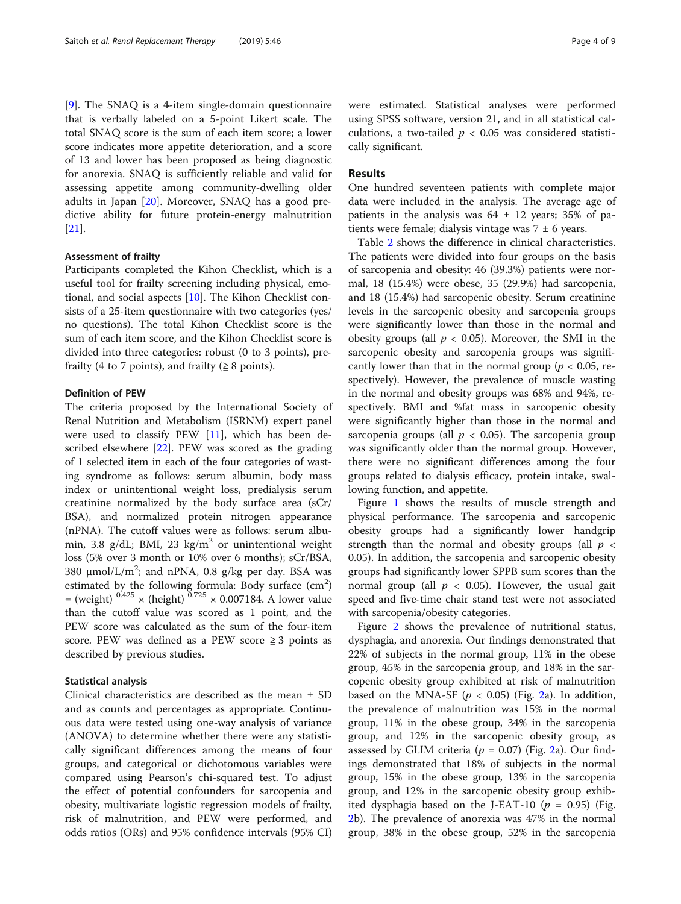[9]. The SNAQ is a 4-item single-domain questionnaire that is verbally labeled on a 5-point Likert scale. The total SNAQ score is the sum of each item score; a lower score indicates more appetite deterioration, and a score of 13 and lower has been proposed as being diagnostic for anorexia. SNAQ is sufficiently reliable and valid for assessing appetite among community-dwelling older adults in Japan [20]. Moreover, SNAQ has a good predictive ability for future protein-energy malnutrition [21].

### Assessment of frailty

Participants completed the Kihon Checklist, which is a useful tool for frailty screening including physical, emotional, and social aspects [10]. The Kihon Checklist consists of a 25-item questionnaire with two categories (yes/no questions). The total Kihon Checklist score is the sum of each item score, and the Kihon Checklist score is divided into three categories: robust (0 to 3 points), pre-frailty (4 to 7 points), and frailty ($\geq 8$ points).

### Definition of PEW

The criteria proposed by the International Society of Renal Nutrition and Metabolism (ISRNM) expert panel were used to classify PEW [11], which has been described elsewhere [22]. PEW was scored as the grading of 1 selected item in each of the four categories of wasting syndrome as follows: serum albumin, body mass index or unintentional weight loss, predialysis serum creatinine normalized by the body surface area (sCr/BSA), and normalized protein nitrogen appearance (nPNA). The cutoff values were as follows: serum albumin, 3.8 g/dL; BMI, 23 kg/m$^2$ or unintentional weight loss (5% over 3 month or 10% over 6 months); sCr/BSA, 380 μmol/L/m$^2$; and nPNA, 0.8 g/kg per day. BSA was estimated by the following formula: Body surface (cm$^2$) = (weight) $^{0.425}$ × (height) $^{0.725}$ × 0.007184. A lower value than the cutoff value was scored as 1 point, and the PEW score was calculated as the sum of the four-item score. PEW was defined as a PEW score $\geqq 3$ points as described by previous studies.

### Statistical analysis

Clinical characteristics are described as the mean ± SD and as counts and percentages as appropriate. Continuous data were tested using one-way analysis of variance (ANOVA) to determine whether there were any statistically significant differences among the means of four groups, and categorical or dichotomous variables were compared using Pearson's chi-squared test. To adjust the effect of potential confounders for sarcopenia and obesity, multivariate logistic regression models of frailty, risk of malnutrition, and PEW were performed, and odds ratios (ORs) and 95% confidence intervals (95% CI) were estimated. Statistical analyses were performed using SPSS software, version 21, and in all statistical calculations, a two-tailed $p < 0.05$ was considered statistically significant.

## Results

One hundred seventeen patients with complete major data were included in the analysis. The average age of patients in the analysis was 64 ± 12 years; 35% of patients were female; dialysis vintage was 7 ± 6 years.

Table 2 shows the difference in clinical characteristics. The patients were divided into four groups on the basis of sarcopenia and obesity: 46 (39.3%) patients were normal, 18 (15.4%) were obese, 35 (29.9%) had sarcopenia, and 18 (15.4%) had sarcopenic obesity. Serum creatinine levels in the sarcopenic obesity and sarcopenia groups were significantly lower than those in the normal and obesity groups (all $p < 0.05$). Moreover, the SMI in the sarcopenic obesity and sarcopenia groups was significantly lower than that in the normal group ($p < 0.05$, respectively). However, the prevalence of muscle wasting in the normal and obesity groups was 68% and 94%, respectively. BMI and %fat mass in sarcopenic obesity were significantly higher than those in the normal and sarcopenia groups (all $p < 0.05$). The sarcopenia group was significantly older than the normal group. However, there were no significant differences among the four groups related to dialysis efficacy, protein intake, swallowing function, and appetite.

Figure 1 shows the results of muscle strength and physical performance. The sarcopenia and sarcopenic obesity groups had a significantly lower handgrip strength than the normal and obesity groups (all $p < 0.05$). In addition, the sarcopenia and sarcopenic obesity groups had significantly lower SPPB sum scores than the normal group (all $p < 0.05$). However, the usual gait speed and five-time chair stand test were not associated with sarcopenia/obesity categories.

Figure 2 shows the prevalence of nutritional status, dysphagia, and anorexia. Our findings demonstrated that 22% of subjects in the normal group, 11% in the obese group, 45% in the sarcopenia group, and 18% in the sarcopenic obesity group exhibited at risk of malnutrition based on the MNA-SF ($p < 0.05$) (Fig. 2a). In addition, the prevalence of malnutrition was 15% in the normal group, 11% in the obese group, 34% in the sarcopenia group, and 12% in the sarcopenic obesity group, as assessed by GLIM criteria ($p = 0.07$) (Fig. 2a). Our findings demonstrated that 18% of subjects in the normal group, 15% in the obese group, 13% in the sarcopenia group, and 12% in the sarcopenic obesity group exhibited dysphagia based on the J-EAT-10 ($p = 0.95$) (Fig. 2b). The prevalence of anorexia was 47% in the normal group, 38% in the obese group, 52% in the sarcopenia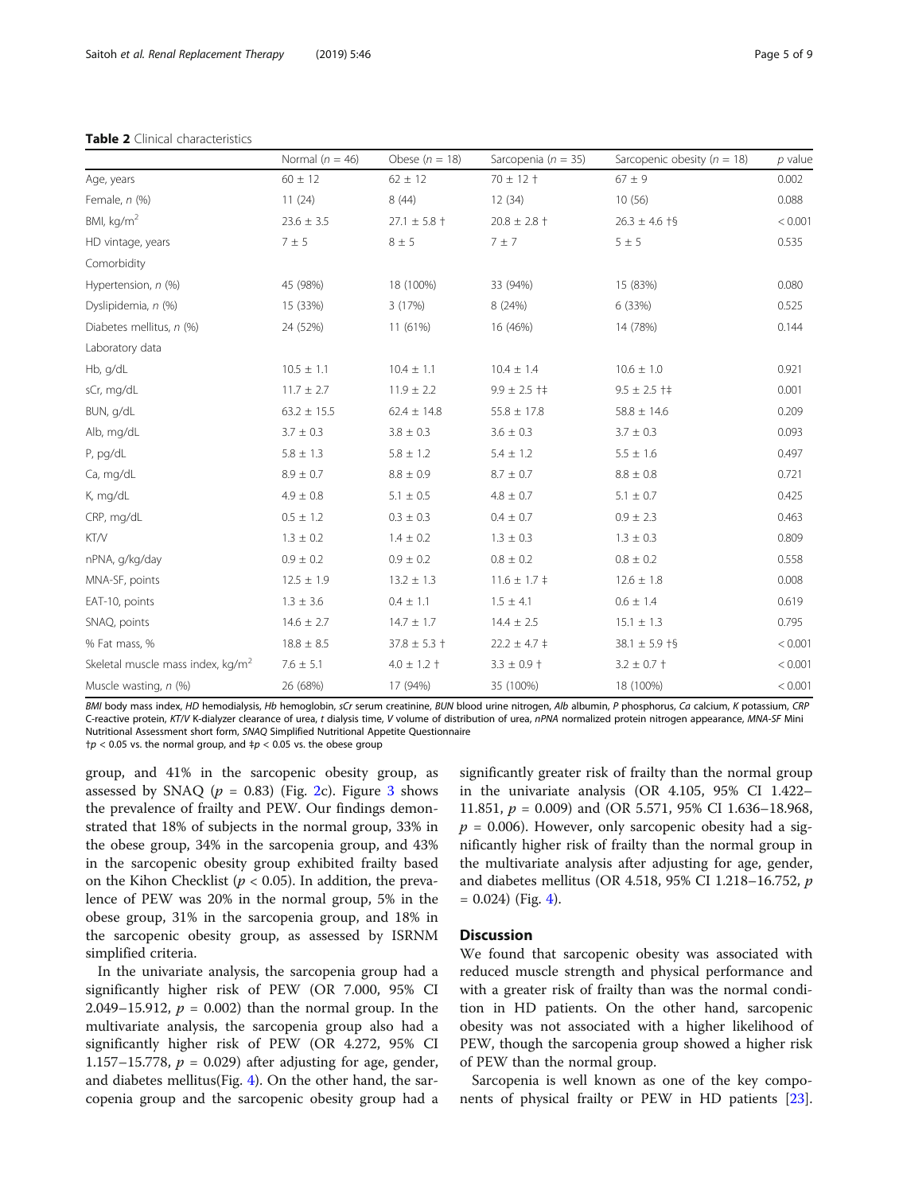**Table 2** Clinical characteristics

| | Normal ($n$ = 46) | Obese ($n$ = 18) | Sarcopenia ($n$ = 35) | Sarcopenic obesity ($n$ = 18) | $p$ value |
|---|---|---|---|---|---|
| Age, years | 60 ± 12 | 62 ± 12 | 70 ± 12 † | 67 ± 9 | 0.002 |
| Female, $n$ (%) | 11 (24) | 8 (44) | 12 (34) | 10 (56) | 0.088 |
| BMI, kg/m$^2$ | 23.6 ± 3.5 | 27.1 ± 5.8 † | 20.8 ± 2.8 † | 26.3 ± 4.6 †§ | < 0.001 |
| HD vintage, years | 7 ± 5 | 8 ± 5 | 7 ± 7 | 5 ± 5 | 0.535 |
| Comorbidity | | | | | |
| Hypertension, $n$ (%) | 45 (98%) | 18 (100%) | 33 (94%) | 15 (83%) | 0.080 |
| Dyslipidemia, $n$ (%) | 15 (33%) | 3 (17%) | 8 (24%) | 6 (33%) | 0.525 |
| Diabetes mellitus, $n$ (%) | 24 (52%) | 11 (61%) | 16 (46%) | 14 (78%) | 0.144 |
| Laboratory data | | | | | |
| Hb, g/dL | 10.5 ± 1.1 | 10.4 ± 1.1 | 10.4 ± 1.4 | 10.6 ± 1.0 | 0.921 |
| sCr, mg/dL | 11.7 ± 2.7 | 11.9 ± 2.2 | 9.9 ± 2.5 †‡ | 9.5 ± 2.5 †‡ | 0.001 |
| BUN, g/dL | 63.2 ± 15.5 | 62.4 ± 14.8 | 55.8 ± 17.8 | 58.8 ± 14.6 | 0.209 |
| Alb, mg/dL | 3.7 ± 0.3 | 3.8 ± 0.3 | 3.6 ± 0.3 | 3.7 ± 0.3 | 0.093 |
| P, pg/dL | 5.8 ± 1.3 | 5.8 ± 1.2 | 5.4 ± 1.2 | 5.5 ± 1.6 | 0.497 |
| Ca, mg/dL | 8.9 ± 0.7 | 8.8 ± 0.9 | 8.7 ± 0.7 | 8.8 ± 0.8 | 0.721 |
| K, mg/dL | 4.9 ± 0.8 | 5.1 ± 0.5 | 4.8 ± 0.7 | 5.1 ± 0.7 | 0.425 |
| CRP, mg/dL | 0.5 ± 1.2 | 0.3 ± 0.3 | 0.4 ± 0.7 | 0.9 ± 2.3 | 0.463 |
| KT/V | 1.3 ± 0.2 | 1.4 ± 0.2 | 1.3 ± 0.3 | 1.3 ± 0.3 | 0.809 |
| nPNA, g/kg/day | 0.9 ± 0.2 | 0.9 ± 0.2 | 0.8 ± 0.2 | 0.8 ± 0.2 | 0.558 |
| MNA-SF, points | 12.5 ± 1.9 | 13.2 ± 1.3 | 11.6 ± 1.7 ‡ | 12.6 ± 1.8 | 0.008 |
| EAT-10, points | 1.3 ± 3.6 | 0.4 ± 1.1 | 1.5 ± 4.1 | 0.6 ± 1.4 | 0.619 |
| SNAQ, points | 14.6 ± 2.7 | 14.7 ± 1.7 | 14.4 ± 2.5 | 15.1 ± 1.3 | 0.795 |
| % Fat mass, % | 18.8 ± 8.5 | 37.8 ± 5.3 † | 22.2 ± 4.7 ‡ | 38.1 ± 5.9 †§ | < 0.001 |
| Skeletal muscle mass index, kg/m$^2$ | 7.6 ± 5.1 | 4.0 ± 1.2 † | 3.3 ± 0.9 † | 3.2 ± 0.7 † | < 0.001 |
| Muscle wasting, $n$ (%) | 26 (68%) | 17 (94%) | 35 (100%) | 18 (100%) | < 0.001 |

*BMI* body mass index, *HD* hemodialysis, *Hb* hemoglobin, *sCr* serum creatinine, *BUN* blood urine nitrogen, *Alb* albumin, *P* phosphorus, *Ca* calcium, *K* potassium, *CRP* C-reactive protein, *KT/V* K-dialyzer clearance of urea, *t* dialysis time, *V* volume of distribution of urea, *nPNA* normalized protein nitrogen appearance, *MNA-SF* Mini Nutritional Assessment short form, *SNAQ* Simplified Nutritional Appetite Questionnaire

†$p$ < 0.05 vs. the normal group, and ‡$p$ < 0.05 vs. the obese group

group, and 41% in the sarcopenic obesity group, as assessed by SNAQ ($p$ = 0.83) (Fig. 2c). Figure 3 shows the prevalence of frailty and PEW. Our findings demonstrated that 18% of subjects in the normal group, 33% in the obese group, 34% in the sarcopenia group, and 43% in the sarcopenic obesity group exhibited frailty based on the Kihon Checklist ($p$ < 0.05). In addition, the prevalence of PEW was 20% in the normal group, 5% in the obese group, 31% in the sarcopenia group, and 18% in the sarcopenic obesity group, as assessed by ISRNM simplified criteria.

In the univariate analysis, the sarcopenia group had a significantly higher risk of PEW (OR 7.000, 95% CI 2.049–15.912, $p$ = 0.002) than the normal group. In the multivariate analysis, the sarcopenia group also had a significantly higher risk of PEW (OR 4.272, 95% CI 1.157–15.778, $p$ = 0.029) after adjusting for age, gender, and diabetes mellitus(Fig. 4). On the other hand, the sarcopenia group and the sarcopenic obesity group had a significantly greater risk of frailty than the normal group in the univariate analysis (OR 4.105, 95% CI 1.422–11.851, $p$ = 0.009) and (OR 5.571, 95% CI 1.636–18.968, $p$ = 0.006). However, only sarcopenic obesity had a significantly higher risk of frailty than the normal group in the multivariate analysis after adjusting for age, gender, and diabetes mellitus (OR 4.518, 95% CI 1.218–16.752, $p$ = 0.024) (Fig. 4).

## Discussion

We found that sarcopenic obesity was associated with reduced muscle strength and physical performance and with a greater risk of frailty than was the normal condition in HD patients. On the other hand, sarcopenic obesity was not associated with a higher likelihood of PEW, though the sarcopenia group showed a higher risk of PEW than the normal group.

Sarcopenia is well known as one of the key components of physical frailty or PEW in HD patients [23].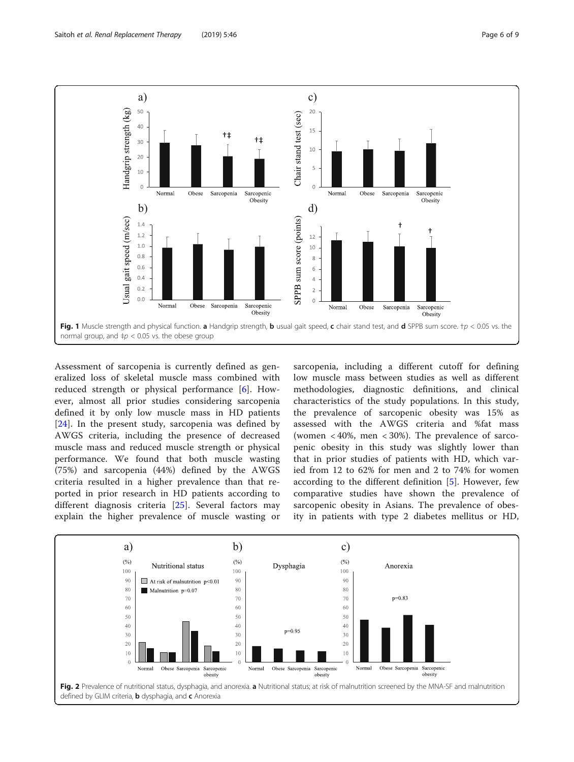Fig. 1 Muscle strength and physical function. **a** Handgrip strength, **b** usual gait speed, **c** chair stand test, and **d** SPPB sum score. †$p < 0.05$ vs. the normal group, and ‡$p < 0.05$ vs. the obese group

Assessment of sarcopenia is currently defined as generalized loss of skeletal muscle mass combined with reduced strength or physical performance [6]. However, almost all prior studies considering sarcopenia defined it by only low muscle mass in HD patients [24]. In the present study, sarcopenia was defined by AWGS criteria, including the presence of decreased muscle mass and reduced muscle strength or physical performance. We found that both muscle wasting (75%) and sarcopenia (44%) defined by the AWGS criteria resulted in a higher prevalence than that reported in prior research in HD patients according to different diagnosis criteria [25]. Several factors may explain the higher prevalence of muscle wasting or sarcopenia, including a different cutoff for defining low muscle mass between studies as well as different methodologies, diagnostic definitions, and clinical characteristics of the study populations. In this study, the prevalence of sarcopenic obesity was 15% as assessed with the AWGS criteria and %fat mass (women < 40%, men < 30%). The prevalence of sarcopenic obesity in this study was slightly lower than that in prior studies of patients with HD, which varied from 12 to 62% for men and 2 to 74% for women according to the different definition [5]. However, few comparative studies have shown the prevalence of sarcopenic obesity in Asians. The prevalence of obesity in patients with type 2 diabetes mellitus or HD,

Fig. 2 Prevalence of nutritional status, dysphagia, and anorexia. **a** Nutritional status; at risk of malnutrition screened by the MNA-SF and malnutrition defined by GLIM criteria, **b** dysphagia, and **c** Anorexia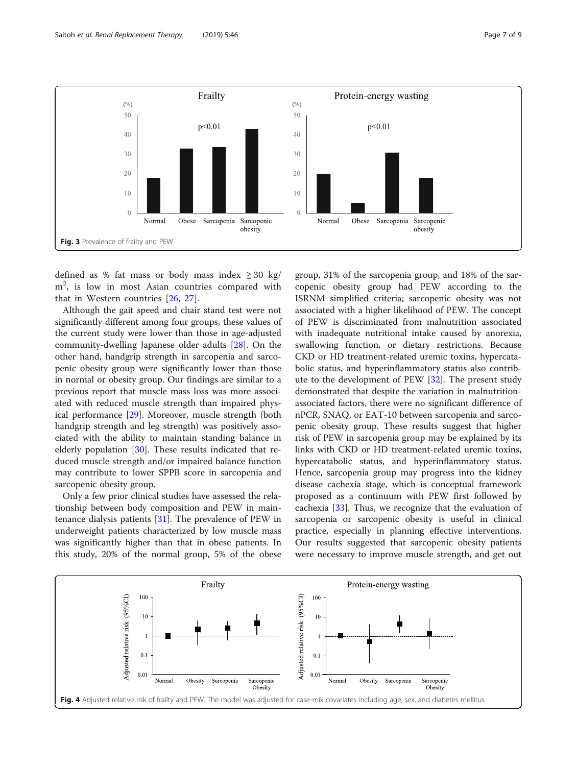Fig. 3 Prevalence of frailty and PEW

defined as % fat mass or body mass index ≧ 30 kg/m$^2$, is low in most Asian countries compared with that in Western countries [26, 27].

Although the gait speed and chair stand test were not significantly different among four groups, these values of the current study were lower than those in age-adjusted community-dwelling Japanese older adults [28]. On the other hand, handgrip strength in sarcopenia and sarcopenic obesity group were significantly lower than those in normal or obesity group. Our findings are similar to a previous report that muscle mass loss was more associated with reduced muscle strength than impaired physical performance [29]. Moreover, muscle strength (both handgrip strength and leg strength) was positively associated with the ability to maintain standing balance in elderly population [30]. These results indicated that reduced muscle strength and/or impaired balance function may contribute to lower SPPB score in sarcopenia and sarcopenic obesity group.

Only a few prior clinical studies have assessed the relationship between body composition and PEW in maintenance dialysis patients [31]. The prevalence of PEW in underweight patients characterized by low muscle mass was significantly higher than that in obese patients. In this study, 20% of the normal group, 5% of the obese group, 31% of the sarcopenia group, and 18% of the sarcopenic obesity group had PEW according to the ISRNM simplified criteria; sarcopenic obesity was not associated with a higher likelihood of PEW. The concept of PEW is discriminated from malnutrition associated with inadequate nutritional intake caused by anorexia, swallowing function, or dietary restrictions. Because CKD or HD treatment-related uremic toxins, hypercatabolic status, and hyperinflammatory status also contribute to the development of PEW [32]. The present study demonstrated that despite the variation in malnutrition-associated factors, there were no significant difference of nPCR, SNAQ, or EAT-10 between sarcopenia and sarcopenic obesity group. These results suggest that higher risk of PEW in sarcopenia group may be explained by its links with CKD or HD treatment-related uremic toxins, hypercatabolic status, and hyperinflammatory status. Hence, sarcopenia group may progress into the kidney disease cachexia stage, which is conceptual framework proposed as a continuum with PEW first followed by cachexia [33]. Thus, we recognize that the evaluation of sarcopenia or sarcopenic obesity is useful in clinical practice, especially in planning effective interventions. Our results suggested that sarcopenic obesity patients were necessary to improve muscle strength, and get out

Fig. 4 Adjusted relative risk of frailty and PEW. The model was adjusted for case-mix covariates including age, sex, and diabetes mellitus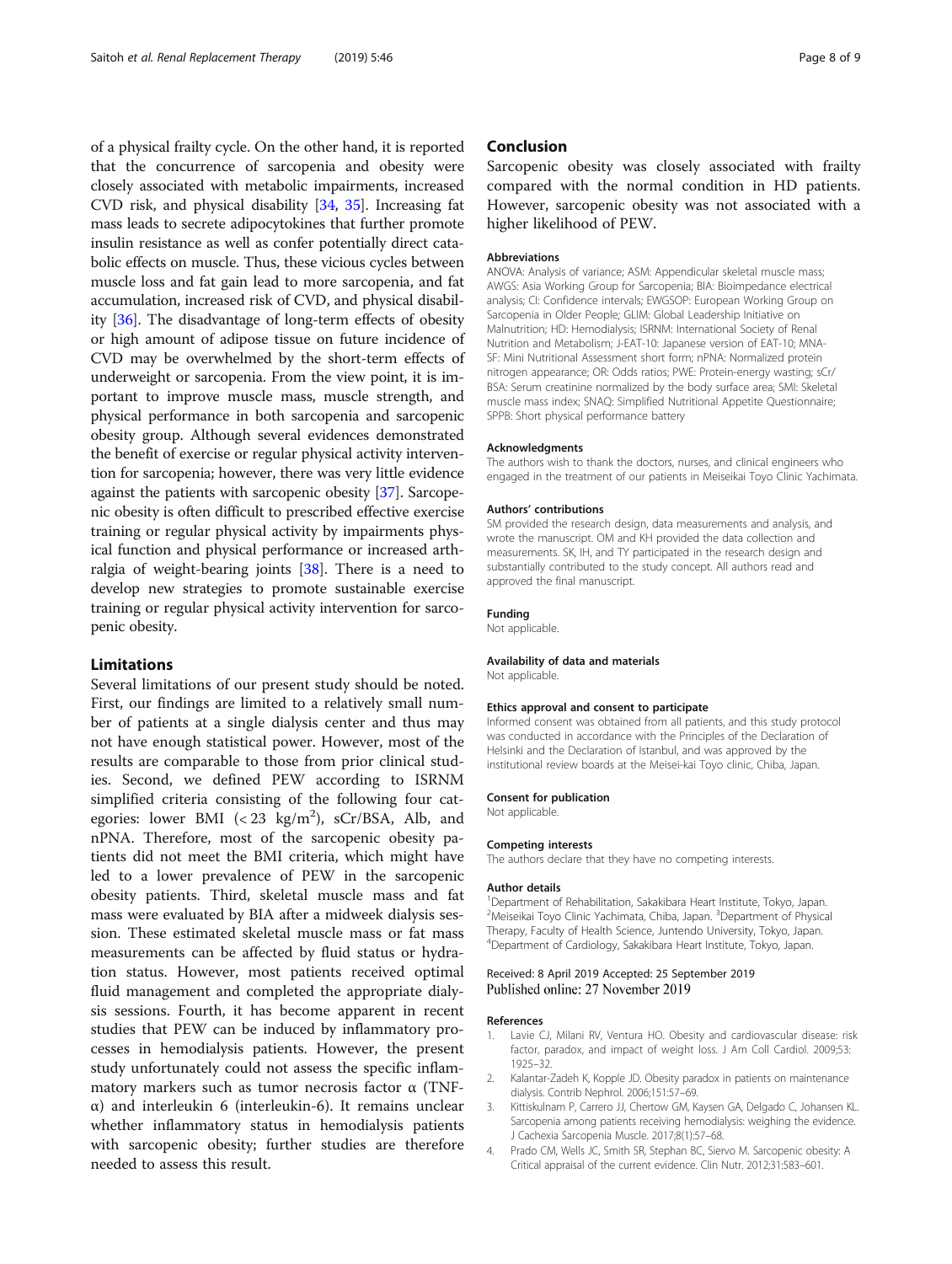of a physical frailty cycle. On the other hand, it is reported that the concurrence of sarcopenia and obesity were closely associated with metabolic impairments, increased CVD risk, and physical disability [34, 35]. Increasing fat mass leads to secrete adipocytokines that further promote insulin resistance as well as confer potentially direct catabolic effects on muscle. Thus, these vicious cycles between muscle loss and fat gain lead to more sarcopenia, and fat accumulation, increased risk of CVD, and physical disability [36]. The disadvantage of long-term effects of obesity or high amount of adipose tissue on future incidence of CVD may be overwhelmed by the short-term effects of underweight or sarcopenia. From the view point, it is important to improve muscle mass, muscle strength, and physical performance in both sarcopenia and sarcopenic obesity group. Although several evidences demonstrated the benefit of exercise or regular physical activity intervention for sarcopenia; however, there was very little evidence against the patients with sarcopenic obesity [37]. Sarcopenic obesity is often difficult to prescribed effective exercise training or regular physical activity by impairments physical function and physical performance or increased arthralgia of weight-bearing joints [38]. There is a need to develop new strategies to promote sustainable exercise training or regular physical activity intervention for sarcopenic obesity.

## Limitations

Several limitations of our present study should be noted. First, our findings are limited to a relatively small number of patients at a single dialysis center and thus may not have enough statistical power. However, most of the results are comparable to those from prior clinical studies. Second, we defined PEW according to ISRNM simplified criteria consisting of the following four categories: lower BMI (< 23 kg/m$^2$), sCr/BSA, Alb, and nPNA. Therefore, most of the sarcopenic obesity patients did not meet the BMI criteria, which might have led to a lower prevalence of PEW in the sarcopenic obesity patients. Third, skeletal muscle mass and fat mass were evaluated by BIA after a midweek dialysis session. These estimated skeletal muscle mass or fat mass measurements can be affected by fluid status or hydration status. However, most patients received optimal fluid management and completed the appropriate dialysis sessions. Fourth, it has become apparent in recent studies that PEW can be induced by inflammatory processes in hemodialysis patients. However, the present study unfortunately could not assess the specific inflammatory markers such as tumor necrosis factor α (TNF-α) and interleukin 6 (interleukin-6). It remains unclear whether inflammatory status in hemodialysis patients with sarcopenic obesity; further studies are therefore needed to assess this result.

## Conclusion

Sarcopenic obesity was closely associated with frailty compared with the normal condition in HD patients. However, sarcopenic obesity was not associated with a higher likelihood of PEW.

#### Abbreviations

ANOVA: Analysis of variance; ASM: Appendicular skeletal muscle mass; AWGS: Asia Working Group for Sarcopenia; BIA: Bioimpedance electrical analysis; CI: Confidence intervals; EWGSOP: European Working Group on Sarcopenia in Older People; GLIM: Global Leadership Initiative on Malnutrition; HD: Hemodialysis; ISRNM: International Society of Renal Nutrition and Metabolism; J-EAT-10: Japanese version of EAT-10; MNA-SF: Mini Nutritional Assessment short form; nPNA: Normalized protein nitrogen appearance; OR: Odds ratios; PWE: Protein-energy wasting; sCr/BSA: Serum creatinine normalized by the body surface area; SMI: Skeletal muscle mass index; SNAQ: Simplified Nutritional Appetite Questionnaire; SPPB: Short physical performance battery

#### Acknowledgments

The authors wish to thank the doctors, nurses, and clinical engineers who engaged in the treatment of our patients in Meiseikai Toyo Clinic Yachimata.

#### Authors' contributions

SM provided the research design, data measurements and analysis, and wrote the manuscript. OM and KH provided the data collection and measurements. SK, IH, and TY participated in the research design and substantially contributed to the study concept. All authors read and approved the final manuscript.

#### Funding

Not applicable.

#### Availability of data and materials

Not applicable.

#### Ethics approval and consent to participate

Informed consent was obtained from all patients, and this study protocol was conducted in accordance with the Principles of the Declaration of Helsinki and the Declaration of Istanbul, and was approved by the institutional review boards at the Meisei-kai Toyo clinic, Chiba, Japan.

#### Consent for publication

Not applicable.

#### Competing interests

The authors declare that they have no competing interests.

#### Author details

[1]Department of Rehabilitation, Sakakibara Heart Institute, Tokyo, Japan. [2]Meiseikai Toyo Clinic Yachimata, Chiba, Japan. [3]Department of Physical Therapy, Faculty of Health Science, Juntendo University, Tokyo, Japan. [4]Department of Cardiology, Sakakibara Heart Institute, Tokyo, Japan.

Received: 8 April 2019 Accepted: 25 September 2019
Published online: 27 November 2019

#### References

1. Lavie CJ, Milani RV, Ventura HO. Obesity and cardiovascular disease: risk factor, paradox, and impact of weight loss. J Am Coll Cardiol. 2009;53:1925–32.
2. Kalantar-Zadeh K, Kopple JD. Obesity paradox in patients on maintenance dialysis. Contrib Nephrol. 2006;151:57–69.
3. Kittiskulnam P, Carrero JJ, Chertow GM, Kaysen GA, Delgado C, Johansen KL. Sarcopenia among patients receiving hemodialysis: weighing the evidence. J Cachexia Sarcopenia Muscle. 2017;8(1):57–68.
4. Prado CM, Wells JC, Smith SR, Stephan BC, Siervo M. Sarcopenic obesity: A Critical appraisal of the current evidence. Clin Nutr. 2012;31:583–601.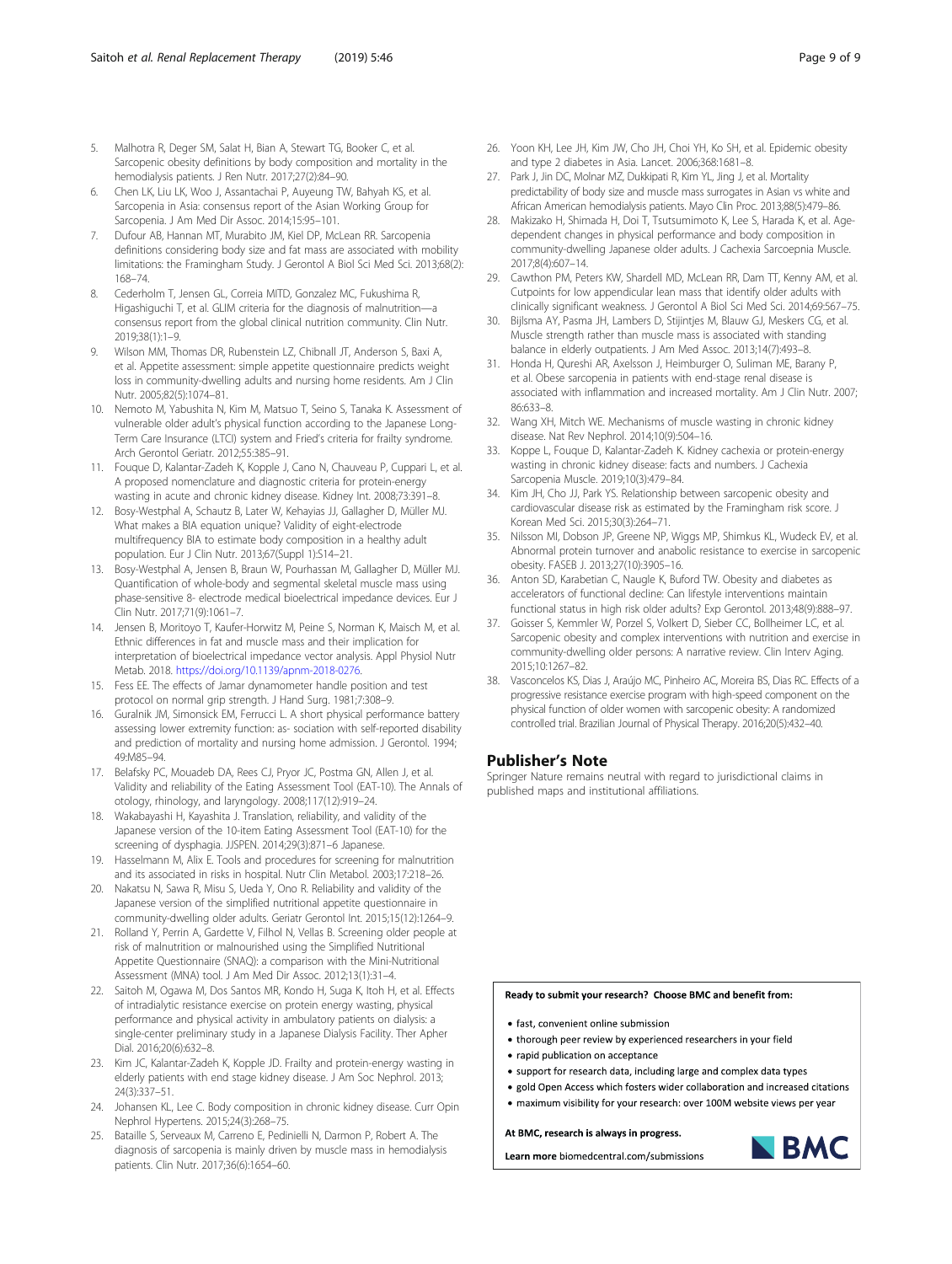5. Malhotra R, Deger SM, Salat H, Bian A, Stewart TG, Booker C, et al. Sarcopenic obesity definitions by body composition and mortality in the hemodialysis patients. J Ren Nutr. 2017;27(2):84–90.
6. Chen LK, Liu LK, Woo J, Assantachai P, Auyeung TW, Bahyah KS, et al. Sarcopenia in Asia: consensus report of the Asian Working Group for Sarcopenia. J Am Med Dir Assoc. 2014;15:95–101.
7. Dufour AB, Hannan MT, Murabito JM, Kiel DP, McLean RR. Sarcopenia definitions considering body size and fat mass are associated with mobility limitations: the Framingham Study. J Gerontol A Biol Sci Med Sci. 2013;68(2):168–74.
8. Cederholm T, Jensen GL, Correia MITD, Gonzalez MC, Fukushima R, Higashiguchi T, et al. GLIM criteria for the diagnosis of malnutrition—a consensus report from the global clinical nutrition community. Clin Nutr. 2019;38(1):1–9.
9. Wilson MM, Thomas DR, Rubenstein LZ, Chibnall JT, Anderson S, Baxi A, et al. Appetite assessment: simple appetite questionnaire predicts weight loss in community-dwelling adults and nursing home residents. Am J Clin Nutr. 2005;82(5):1074–81.
10. Nemoto M, Yabushita N, Kim M, Matsuo T, Seino S, Tanaka K. Assessment of vulnerable older adult's physical function according to the Japanese Long-Term Care Insurance (LTCI) system and Fried's criteria for frailty syndrome. Arch Gerontol Geriatr. 2012;55:385–91.
11. Fouque D, Kalantar-Zadeh K, Kopple J, Cano N, Chauveau P, Cuppari L, et al. A proposed nomenclature and diagnostic criteria for protein-energy wasting in acute and chronic kidney disease. Kidney Int. 2008;73:391–8.
12. Bosy-Westphal A, Schautz B, Later W, Kehayias JJ, Gallagher D, Müller MJ. What makes a BIA equation unique? Validity of eight-electrode multifrequency BIA to estimate body composition in a healthy adult population. Eur J Clin Nutr. 2013;67(Suppl 1):S14–21.
13. Bosy-Westphal A, Jensen B, Braun W, Pourhassan M, Gallagher D, Müller MJ. Quantification of whole-body and segmental skeletal muscle mass using phase-sensitive 8- electrode medical bioelectrical impedance devices. Eur J Clin Nutr. 2017;71(9):1061–7.
14. Jensen B, Moritoyo T, Kaufer-Horwitz M, Peine S, Norman K, Maisch M, et al. Ethnic differences in fat and muscle mass and their implication for interpretation of bioelectrical impedance vector analysis. Appl Physiol Nutr Metab. 2018. https://doi.org/10.1139/apnm-2018-0276.
15. Fess EE. The effects of Jamar dynamometer handle position and test protocol on normal grip strength. J Hand Surg. 1981;7:308–9.
16. Guralnik JM, Simonsick EM, Ferrucci L. A short physical performance battery assessing lower extremity function: as- sociation with self-reported disability and prediction of mortality and nursing home admission. J Gerontol. 1994;49:M85–94.
17. Belafsky PC, Mouadeb DA, Rees CJ, Pryor JC, Postma GN, Allen J, et al. Validity and reliability of the Eating Assessment Tool (EAT-10). The Annals of otology, rhinology, and laryngology. 2008;117(12):919–24.
18. Wakabayashi H, Kayashita J. Translation, reliability, and validity of the Japanese version of the 10-item Eating Assessment Tool (EAT-10) for the screening of dysphagia. JJSPEN. 2014;29(3):871–6 Japanese.
19. Hasselmann M, Alix E. Tools and procedures for screening for malnutrition and its associated in risks in hospital. Nutr Clin Metabol. 2003;17:218–26.
20. Nakatsu N, Sawa R, Misu S, Ueda Y, Ono R. Reliability and validity of the Japanese version of the simplified nutritional appetite questionnaire in community-dwelling older adults. Geriatr Gerontol Int. 2015;15(12):1264–9.
21. Rolland Y, Perrin A, Gardette V, Filhol N, Vellas B. Screening older people at risk of malnutrition or malnourished using the Simplified Nutritional Appetite Questionnaire (SNAQ): a comparison with the Mini-Nutritional Assessment (MNA) tool. J Am Med Dir Assoc. 2012;13(1):31–4.
22. Saitoh M, Ogawa M, Dos Santos MR, Kondo H, Suga K, Itoh H, et al. Effects of intradialytic resistance exercise on protein energy wasting, physical performance and physical activity in ambulatory patients on dialysis: a single-center preliminary study in a Japanese Dialysis Facility. Ther Apher Dial. 2016;20(6):632–8.
23. Kim JC, Kalantar-Zadeh K, Kopple JD. Frailty and protein-energy wasting in elderly patients with end stage kidney disease. J Am Soc Nephrol. 2013;24(3):337–51.
24. Johansen KL, Lee C. Body composition in chronic kidney disease. Curr Opin Nephrol Hypertens. 2015;24(3):268–75.
25. Bataille S, Serveaux M, Carreno E, Pedinielli N, Darmon P, Robert A. The diagnosis of sarcopenia is mainly driven by muscle mass in hemodialysis patients. Clin Nutr. 2017;36(6):1654–60.
26. Yoon KH, Lee JH, Kim JW, Cho JH, Choi YH, Ko SH, et al. Epidemic obesity and type 2 diabetes in Asia. Lancet. 2006;368:1681–8.
27. Park J, Jin DC, Molnar MZ, Dukkipati R, Kim YL, Jing J, et al. Mortality predictability of body size and muscle mass surrogates in Asian vs white and African American hemodialysis patients. Mayo Clin Proc. 2013;88(5):479–86.
28. Makizako H, Shimada H, Doi T, Tsutsumimoto K, Lee S, Harada K, et al. Age-dependent changes in physical performance and body composition in community-dwelling Japanese older adults. J Cachexia Sarcoepnia Muscle. 2017;8(4):607–14.
29. Cawthon PM, Peters KW, Shardell MD, McLean RR, Dam TT, Kenny AM, et al. Cutpoints for low appendicular lean mass that identify older adults with clinically significant weakness. J Gerontol A Biol Sci Med Sci. 2014;69:567–75.
30. Bijlsma AY, Pasma JH, Lambers D, Stijntjes M, Blauw GJ, Meskers CG, et al. Muscle strength rather than muscle mass is associated with standing balance in elderly outpatients. J Am Med Assoc. 2013;14(7):493–8.
31. Honda H, Qureshi AR, Axelsson J, Heimburger O, Suliman ME, Barany P, et al. Obese sarcopenia in patients with end-stage renal disease is associated with inflammation and increased mortality. Am J Clin Nutr. 2007;86:633–8.
32. Wang XH, Mitch WE. Mechanisms of muscle wasting in chronic kidney disease. Nat Rev Nephrol. 2014;10(9):504–16.
33. Koppe L, Fouque D, Kalantar-Zadeh K. Kidney cachexia or protein-energy wasting in chronic kidney disease: facts and numbers. J Cachexia Sarcopenia Muscle. 2019;10(3):479–84.
34. Kim JH, Cho JJ, Park YS. Relationship between sarcopenic obesity and cardiovascular disease risk as estimated by the Framingham risk score. J Korean Med Sci. 2015;30(3):264–71.
35. Nilsson MI, Dobson JP, Greene NP, Wiggs MP, Shimkus KL, Wudeck EV, et al. Abnormal protein turnover and anabolic resistance to exercise in sarcopenic obesity. FASEB J. 2013;27(10):3905–16.
36. Anton SD, Karabetian C, Naugle K, Buford TW. Obesity and diabetes as accelerators of functional decline: Can lifestyle interventions maintain functional status in high risk older adults? Exp Gerontol. 2013;48(9):888–97.
37. Goisser S, Kemmler W, Porzel S, Volkert D, Sieber CC, Bollheimer LC, et al. Sarcopenic obesity and complex interventions with nutrition and exercise in community-dwelling older persons: A narrative review. Clin Interv Aging. 2015;10:1267–82.
38. Vasconcelos KS, Dias J, Araújo MC, Pinheiro AC, Moreira BS, Dias RC. Effects of a progressive resistance exercise program with high-speed component on the physical function of older women with sarcopenic obesity: A randomized controlled trial. Brazilian Journal of Physical Therapy. 2016;20(5):432–40.

## Publisher's Note

Springer Nature remains neutral with regard to jurisdictional claims in published maps and institutional affiliations.